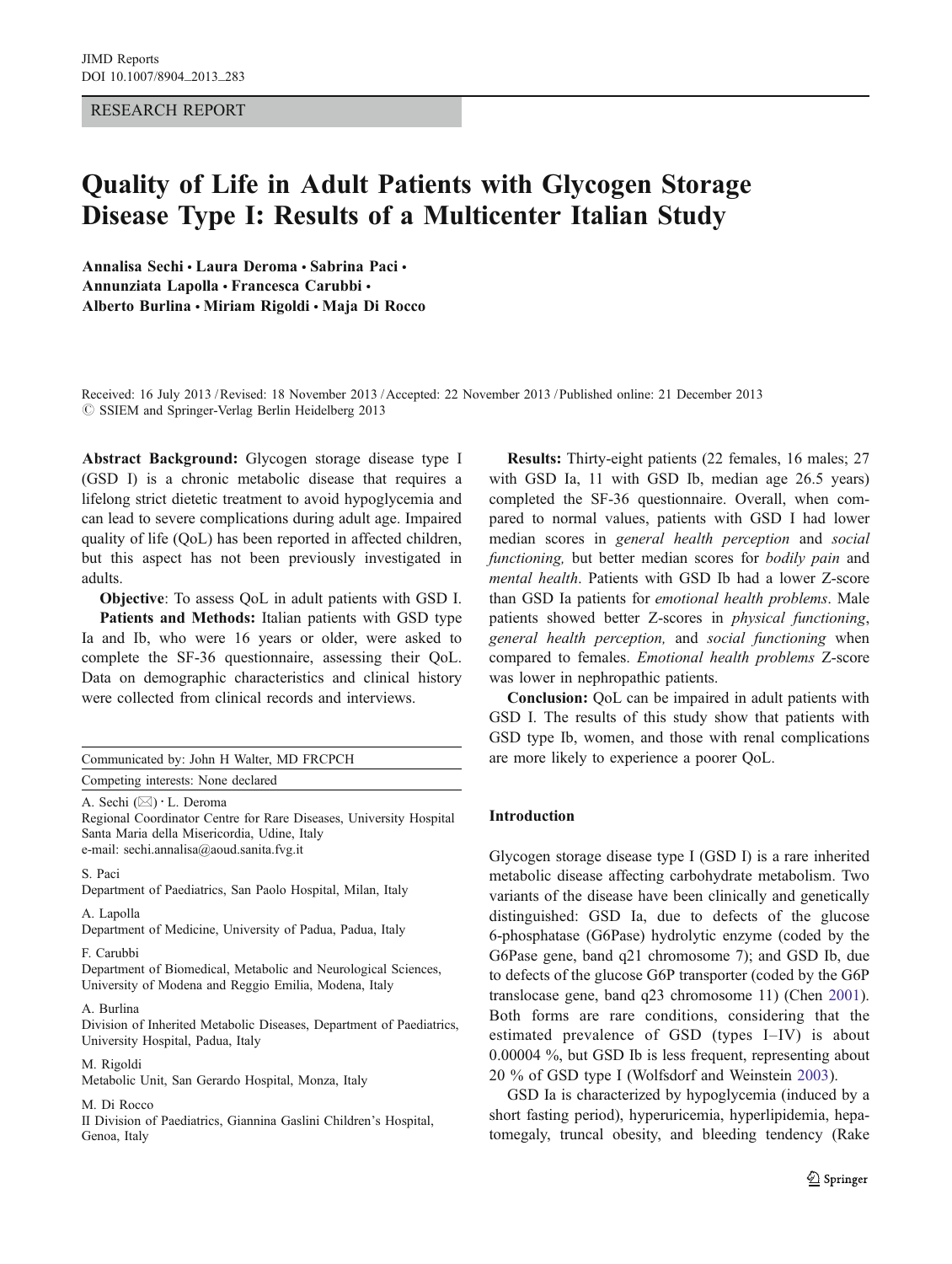RESEARCH REPORT

# Quality of Life in Adult Patients with Glycogen Storage Disease Type I: Results of a Multicenter Italian Study

**Annalisa Sechi · Laura Deroma · Sabrina Paci · Annunziata Lapolla · Francesca Carubbi · Alberto Burlina · Miriam Rigoldi · Maja Di Rocco**

Received: 16 July 2013 / Revised: 18 November 2013 / Accepted: 22 November 2013 / Published online: 21 December 2013
© SSIEM and Springer-Verlag Berlin Heidelberg 2013

**Abstract Background:** Glycogen storage disease type I (GSD I) is a chronic metabolic disease that requires a lifelong strict dietetic treatment to avoid hypoglycemia and can lead to severe complications during adult age. Impaired quality of life (QoL) has been reported in affected children, but this aspect has not been previously investigated in adults.

**Objective**: To assess QoL in adult patients with GSD I.

**Patients and Methods:** Italian patients with GSD type Ia and Ib, who were 16 years or older, were asked to complete the SF-36 questionnaire, assessing their QoL. Data on demographic characteristics and clinical history were collected from clinical records and interviews.

**Results:** Thirty-eight patients (22 females, 16 males; 27 with GSD Ia, 11 with GSD Ib, median age 26.5 years) completed the SF-36 questionnaire. Overall, when compared to normal values, patients with GSD I had lower median scores in *general health perception* and *social functioning,* but better median scores for *bodily pain* and *mental health*. Patients with GSD Ib had a lower Z-score than GSD Ia patients for *emotional health problems*. Male patients showed better Z-scores in *physical functioning*, *general health perception,* and *social functioning* when compared to females. *Emotional health problems* Z-score was lower in nephropathic patients.

**Conclusion:** QoL can be impaired in adult patients with GSD I. The results of this study show that patients with GSD type Ib, women, and those with renal complications are more likely to experience a poorer QoL.

Communicated by: John H Walter, MD FRCPCH

Competing interests: None declared

A. Sechi (✉) · L. Deroma
Regional Coordinator Centre for Rare Diseases, University Hospital Santa Maria della Misericordia, Udine, Italy
e-mail: sechi.annalisa@aoud.sanita.fvg.it

S. Paci
Department of Paediatrics, San Paolo Hospital, Milan, Italy

A. Lapolla
Department of Medicine, University of Padua, Padua, Italy

F. Carubbi
Department of Biomedical, Metabolic and Neurological Sciences, University of Modena and Reggio Emilia, Modena, Italy

A. Burlina
Division of Inherited Metabolic Diseases, Department of Paediatrics, University Hospital, Padua, Italy

M. Rigoldi
Metabolic Unit, San Gerardo Hospital, Monza, Italy

M. Di Rocco
II Division of Paediatrics, Giannina Gaslini Children's Hospital, Genoa, Italy

## Introduction

Glycogen storage disease type I (GSD I) is a rare inherited metabolic disease affecting carbohydrate metabolism. Two variants of the disease have been clinically and genetically distinguished: GSD Ia, due to defects of the glucose 6-phosphatase (G6Pase) hydrolytic enzyme (coded by the G6Pase gene, band q21 chromosome 7); and GSD Ib, due to defects of the glucose G6P transporter (coded by the G6P translocase gene, band q23 chromosome 11) (Chen 2001). Both forms are rare conditions, considering that the estimated prevalence of GSD (types I–IV) is about 0.00004 %, but GSD Ib is less frequent, representing about 20 % of GSD type I (Wolfsdorf and Weinstein 2003).

GSD Ia is characterized by hypoglycemia (induced by a short fasting period), hyperuricemia, hyperlipidemia, hepatomegaly, truncal obesity, and bleeding tendency (Rake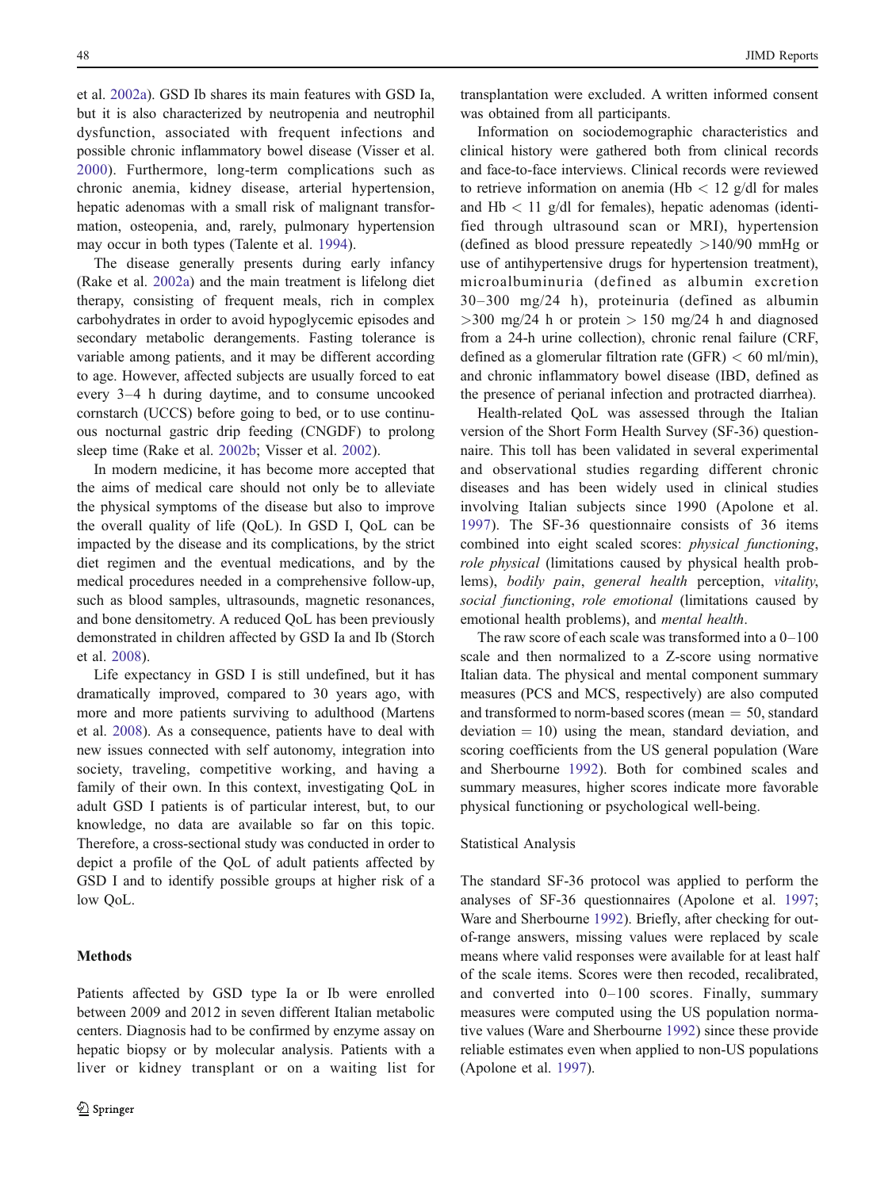et al. 2002a). GSD Ib shares its main features with GSD Ia, but it is also characterized by neutropenia and neutrophil dysfunction, associated with frequent infections and possible chronic inflammatory bowel disease (Visser et al. 2000). Furthermore, long-term complications such as chronic anemia, kidney disease, arterial hypertension, hepatic adenomas with a small risk of malignant transformation, osteopenia, and, rarely, pulmonary hypertension may occur in both types (Talente et al. 1994).

The disease generally presents during early infancy (Rake et al. 2002a) and the main treatment is lifelong diet therapy, consisting of frequent meals, rich in complex carbohydrates in order to avoid hypoglycemic episodes and secondary metabolic derangements. Fasting tolerance is variable among patients, and it may be different according to age. However, affected subjects are usually forced to eat every 3–4 h during daytime, and to consume uncooked cornstarch (UCCS) before going to bed, or to use continuous nocturnal gastric drip feeding (CNGDF) to prolong sleep time (Rake et al. 2002b; Visser et al. 2002).

In modern medicine, it has become more accepted that the aims of medical care should not only be to alleviate the physical symptoms of the disease but also to improve the overall quality of life (QoL). In GSD I, QoL can be impacted by the disease and its complications, by the strict diet regimen and the eventual medications, and by the medical procedures needed in a comprehensive follow-up, such as blood samples, ultrasounds, magnetic resonances, and bone densitometry. A reduced QoL has been previously demonstrated in children affected by GSD Ia and Ib (Storch et al. 2008).

Life expectancy in GSD I is still undefined, but it has dramatically improved, compared to 30 years ago, with more and more patients surviving to adulthood (Martens et al. 2008). As a consequence, patients have to deal with new issues connected with self autonomy, integration into society, traveling, competitive working, and having a family of their own. In this context, investigating QoL in adult GSD I patients is of particular interest, but, to our knowledge, no data are available so far on this topic. Therefore, a cross-sectional study was conducted in order to depict a profile of the QoL of adult patients affected by GSD I and to identify possible groups at higher risk of a low QoL.

## Methods

Patients affected by GSD type Ia or Ib were enrolled between 2009 and 2012 in seven different Italian metabolic centers. Diagnosis had to be confirmed by enzyme assay on hepatic biopsy or by molecular analysis. Patients with a liver or kidney transplant or on a waiting list for transplantation were excluded. A written informed consent was obtained from all participants.

Information on sociodemographic characteristics and clinical history were gathered both from clinical records and face-to-face interviews. Clinical records were reviewed to retrieve information on anemia (Hb $<$ 12 g/dl for males and Hb $<$ 11 g/dl for females), hepatic adenomas (identified through ultrasound scan or MRI), hypertension (defined as blood pressure repeatedly $>$140/90 mmHg or use of antihypertensive drugs for hypertension treatment), microalbuminuria (defined as albumin excretion 30–300 mg/24 h), proteinuria (defined as albumin $>$300 mg/24 h or protein $>$ 150 mg/24 h and diagnosed from a 24-h urine collection), chronic renal failure (CRF, defined as a glomerular filtration rate (GFR) $<$ 60 ml/min), and chronic inflammatory bowel disease (IBD, defined as the presence of perianal infection and protracted diarrhea).

Health-related QoL was assessed through the Italian version of the Short Form Health Survey (SF-36) questionnaire. This toll has been validated in several experimental and observational studies regarding different chronic diseases and has been widely used in clinical studies involving Italian subjects since 1990 (Apolone et al. 1997). The SF-36 questionnaire consists of 36 items combined into eight scaled scores: *physical functioning*, *role physical* (limitations caused by physical health problems), *bodily pain*, *general health* perception, *vitality*, *social functioning*, *role emotional* (limitations caused by emotional health problems), and *mental health*.

The raw score of each scale was transformed into a 0–100 scale and then normalized to a Z-score using normative Italian data. The physical and mental component summary measures (PCS and MCS, respectively) are also computed and transformed to norm-based scores (mean = 50, standard deviation = 10) using the mean, standard deviation, and scoring coefficients from the US general population (Ware and Sherbourne 1992). Both for combined scales and summary measures, higher scores indicate more favorable physical functioning or psychological well-being.

### Statistical Analysis

The standard SF-36 protocol was applied to perform the analyses of SF-36 questionnaires (Apolone et al. 1997; Ware and Sherbourne 1992). Briefly, after checking for out-of-range answers, missing values were replaced by scale means where valid responses were available for at least half of the scale items. Scores were then recoded, recalibrated, and converted into 0–100 scores. Finally, summary measures were computed using the US population normative values (Ware and Sherbourne 1992) since these provide reliable estimates even when applied to non-US populations (Apolone et al. 1997).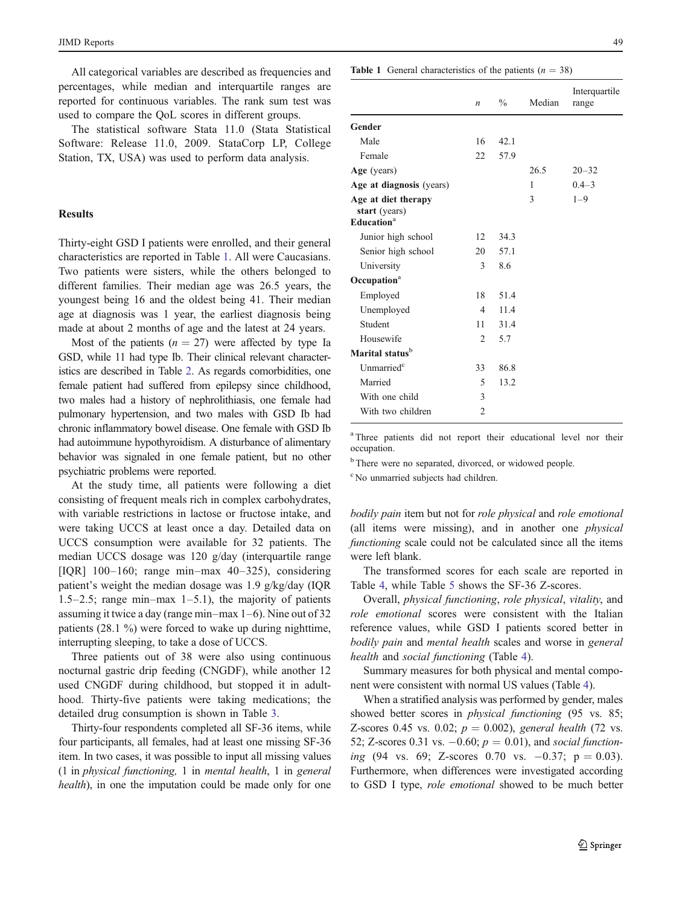All categorical variables are described as frequencies and percentages, while median and interquartile ranges are reported for continuous variables. The rank sum test was used to compare the QoL scores in different groups.

The statistical software Stata 11.0 (Stata Statistical Software: Release 11.0, 2009. StataCorp LP, College Station, TX, USA) was used to perform data analysis.

## Results

Thirty-eight GSD I patients were enrolled, and their general characteristics are reported in Table 1. All were Caucasians. Two patients were sisters, while the others belonged to different families. Their median age was 26.5 years, the youngest being 16 and the oldest being 41. Their median age at diagnosis was 1 year, the earliest diagnosis being made at about 2 months of age and the latest at 24 years.

Most of the patients ($n = 27$) were affected by type Ia GSD, while 11 had type Ib. Their clinical relevant characteristics are described in Table 2. As regards comorbidities, one female patient had suffered from epilepsy since childhood, two males had a history of nephrolithiasis, one female had pulmonary hypertension, and two males with GSD Ib had chronic inflammatory bowel disease. One female with GSD Ib had autoimmune hypothyroidism. A disturbance of alimentary behavior was signaled in one female patient, but no other psychiatric problems were reported.

At the study time, all patients were following a diet consisting of frequent meals rich in complex carbohydrates, with variable restrictions in lactose or fructose intake, and were taking UCCS at least once a day. Detailed data on UCCS consumption were available for 32 patients. The median UCCS dosage was 120 g/day (interquartile range [IQR] 100–160; range min–max 40–325), considering patient's weight the median dosage was 1.9 g/kg/day (IQR 1.5–2.5; range min–max 1–5.1), the majority of patients assuming it twice a day (range min–max 1–6). Nine out of 32 patients (28.1 %) were forced to wake up during nighttime, interrupting sleeping, to take a dose of UCCS.

Three patients out of 38 were also using continuous nocturnal gastric drip feeding (CNGDF), while another 12 used CNGDF during childhood, but stopped it in adulthood. Thirty-five patients were taking medications; the detailed drug consumption is shown in Table 3.

Thirty-four respondents completed all SF-36 items, while four participants, all females, had at least one missing SF-36 item. In two cases, it was possible to input all missing values (1 in *physical functioning,* 1 in *mental health*, 1 in *general health*), in one the imputation could be made only for one *bodily pain* item but not for *role physical* and *role emotional* (all items were missing), and in another one *physical functioning* scale could not be calculated since all the items were left blank.

The transformed scores for each scale are reported in Table 4, while Table 5 shows the SF-36 Z-scores.

Overall, *physical functioning*, *role physical*, *vitality*, and *role emotional* scores were consistent with the Italian reference values, while GSD I patients scored better in *bodily pain* and *mental health* scales and worse in *general health* and *social functioning* (Table 4).

Summary measures for both physical and mental component were consistent with normal US values (Table 4).

When a stratified analysis was performed by gender, males showed better scores in *physical functioning* (95 vs. 85; Z-scores 0.45 vs. 0.02; $p = 0.002$), *general health* (72 vs. 52; Z-scores 0.31 vs. −0.60; $p = 0.01$), and *social functioning* (94 vs. 69; Z-scores 0.70 vs. −0.37; $p = 0.03$). Furthermore, when differences were investigated according to GSD I type, *role emotional* showed to be much better

**Table 1** General characteristics of the patients ($n = 38$)

| | *n* | % | Median | Interquartile range |
|---|---|---|---|---|
| **Gender** | | | | |
| Male | 16 | 42.1 | | |
| Female | 22 | 57.9 | | |
| **Age** (years) | | | 26.5 | 20–32 |
| **Age at diagnosis** (years) | | | 1 | 0.4–3 |
| **Age at diet therapy start** (years) | | | 3 | 1–9 |
| **Education**[a] | | | | |
| Junior high school | 12 | 34.3 | | |
| Senior high school | 20 | 57.1 | | |
| University | 3 | 8.6 | | |
| **Occupation**[a] | | | | |
| Employed | 18 | 51.4 | | |
| Unemployed | 4 | 11.4 | | |
| Student | 11 | 31.4 | | |
| Housewife | 2 | 5.7 | | |
| **Marital status**[b] | | | | |
| Unmarried[c] | 33 | 86.8 | | |
| Married | 5 | 13.2 | | |
| With one child | 3 | | | |
| With two children | 2 | | | |

[a] Three patients did not report their educational level nor their occupation.

[b] There were no separated, divorced, or widowed people.

[c] No unmarried subjects had children.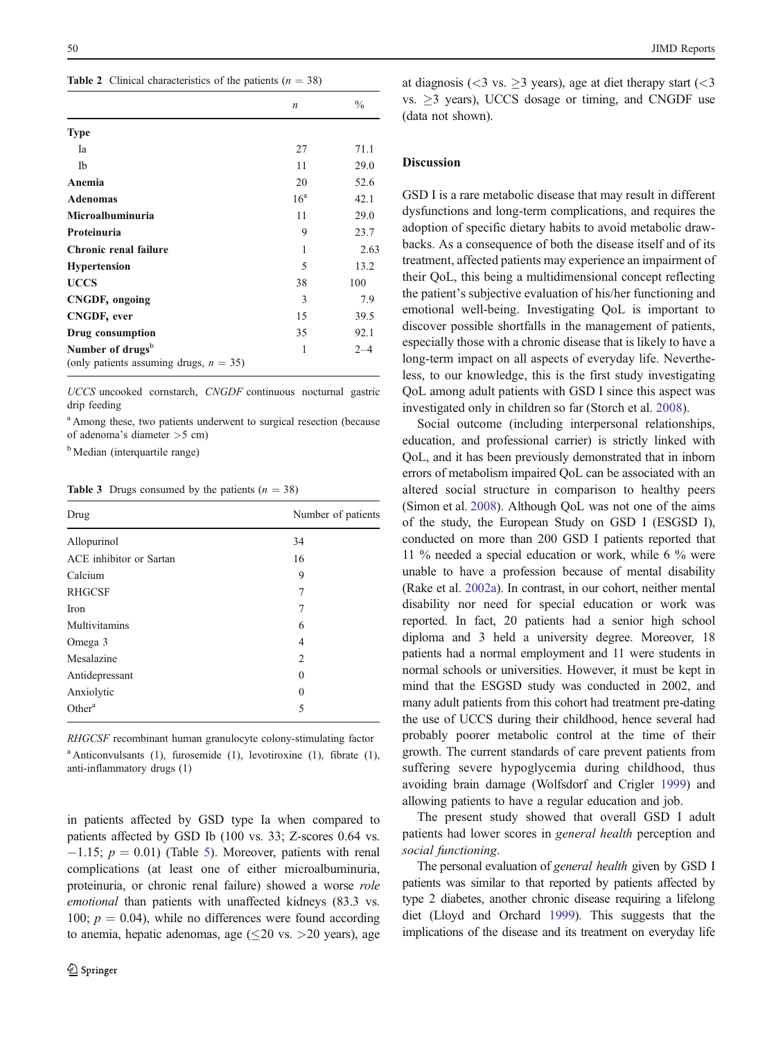**Table 2** Clinical characteristics of the patients ($n$ = 38)

| | $n$ | % |
|---|---|---|
| **Type** | | |
| Ia | 27 | 71.1 |
| Ib | 11 | 29.0 |
| **Anemia** | 20 | 52.6 |
| **Adenomas** | 16[a] | 42.1 |
| **Microalbuminuria** | 11 | 29.0 |
| **Proteinuria** | 9 | 23.7 |
| **Chronic renal failure** | 1 | 2.63 |
| **Hypertension** | 5 | 13.2 |
| **UCCS** | 38 | 100 |
| **CNGDF, ongoing** | 3 | 7.9 |
| **CNGDF, ever** | 15 | 39.5 |
| **Drug consumption** | 35 | 92.1 |
| **Number of drugs**[b] (only patients assuming drugs, $n$ = 35) | 1 | 2–4 |

*UCCS* uncooked cornstarch, *CNGDF* continuous nocturnal gastric drip feeding

[a] Among these, two patients underwent to surgical resection (because of adenoma's diameter >5 cm)

[b] Median (interquartile range)

**Table 3** Drugs consumed by the patients ($n$ = 38)

| Drug | Number of patients |
|---|---|
| Allopurinol | 34 |
| ACE inhibitor or Sartan | 16 |
| Calcium | 9 |
| RHGCSF | 7 |
| Iron | 7 |
| Multivitamins | 6 |
| Omega 3 | 4 |
| Mesalazine | 2 |
| Antidepressant | 0 |
| Anxiolytic | 0 |
| Other[a] | 5 |

*RHGCSF* recombinant human granulocyte colony-stimulating factor

[a] Anticonvulsants (1), furosemide (1), levotiroxine (1), fibrate (1), anti-inflammatory drugs (1)

in patients affected by GSD type Ia when compared to patients affected by GSD Ib (100 vs. 33; Z-scores 0.64 vs. −1.15; $p = 0.01$) (Table 5). Moreover, patients with renal complications (at least one of either microalbuminuria, proteinuria, or chronic renal failure) showed a worse *role emotional* than patients with unaffected kidneys (83.3 vs. 100; $p = 0.04$), while no differences were found according to anemia, hepatic adenomas, age (≤20 vs. >20 years), age at diagnosis (<3 vs. ≥3 years), age at diet therapy start (<3 vs. ≥3 years), UCCS dosage or timing, and CNGDF use (data not shown).

## Discussion

GSD I is a rare metabolic disease that may result in different dysfunctions and long-term complications, and requires the adoption of specific dietary habits to avoid metabolic drawbacks. As a consequence of both the disease itself and of its treatment, affected patients may experience an impairment of their QoL, this being a multidimensional concept reflecting the patient's subjective evaluation of his/her functioning and emotional well-being. Investigating QoL is important to discover possible shortfalls in the management of patients, especially those with a chronic disease that is likely to have a long-term impact on all aspects of everyday life. Nevertheless, to our knowledge, this is the first study investigating QoL among adult patients with GSD I since this aspect was investigated only in children so far (Storch et al. 2008).

Social outcome (including interpersonal relationships, education, and professional carrier) is strictly linked with QoL, and it has been previously demonstrated that in inborn errors of metabolism impaired QoL can be associated with an altered social structure in comparison to healthy peers (Simon et al. 2008). Although QoL was not one of the aims of the study, the European Study on GSD I (ESGSD I), conducted on more than 200 GSD I patients reported that 11 % needed a special education or work, while 6 % were unable to have a profession because of mental disability (Rake et al. 2002a). In contrast, in our cohort, neither mental disability nor need for special education or work was reported. In fact, 20 patients had a senior high school diploma and 3 held a university degree. Moreover, 18 patients had a normal employment and 11 were students in normal schools or universities. However, it must be kept in mind that the ESGSD study was conducted in 2002, and many adult patients from this cohort had treatment pre-dating the use of UCCS during their childhood, hence several had probably poorer metabolic control at the time of their growth. The current standards of care prevent patients from suffering severe hypoglycemia during childhood, thus avoiding brain damage (Wolfsdorf and Crigler 1999) and allowing patients to have a regular education and job.

The present study showed that overall GSD I adult patients had lower scores in *general health* perception and *social functioning*.

The personal evaluation of *general health* given by GSD I patients was similar to that reported by patients affected by type 2 diabetes, another chronic disease requiring a lifelong diet (Lloyd and Orchard 1999). This suggests that the implications of the disease and its treatment on everyday life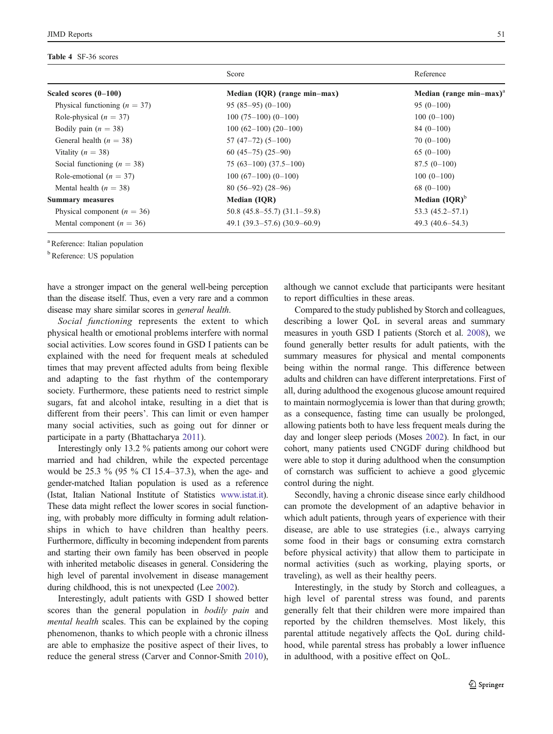**Table 4** SF-36 scores

| | Score | Reference |
|---|---|---|
| **Scaled scores (0–100)** | **Median (IQR) (range min–max)** | **Median (range min–max)[a]** |
| Physical functioning ($n = 37$) | 95 (85–95) (0–100) | 95 (0–100) |
| Role-physical ($n = 37$) | 100 (75–100) (0–100) | 100 (0–100) |
| Bodily pain ($n = 38$) | 100 (62–100) (20–100) | 84 (0–100) |
| General health ($n = 38$) | 57 (47–72) (5–100) | 70 (0–100) |
| Vitality ($n = 38$) | 60 (45–75) (25–90) | 65 (0–100) |
| Social functioning ($n = 38$) | 75 (63–100) (37.5–100) | 87.5 (0–100) |
| Role-emotional ($n = 37$) | 100 (67–100) (0–100) | 100 (0–100) |
| Mental health ($n = 38$) | 80 (56–92) (28–96) | 68 (0–100) |
| **Summary measures** | **Median (IQR)** | **Median (IQR)[b]** |
| Physical component ($n = 36$) | 50.8 (45.8–55.7) (31.1–59.8) | 53.3 (45.2–57.1) |
| Mental component ($n = 36$) | 49.1 (39.3–57.6) (30.9–60.9) | 49.3 (40.6–54.3) |

[a] Reference: Italian population

[b] Reference: US population

have a stronger impact on the general well-being perception than the disease itself. Thus, even a very rare and a common disease may share similar scores in *general health*.

*Social functioning* represents the extent to which physical health or emotional problems interfere with normal social activities. Low scores found in GSD I patients can be explained with the need for frequent meals at scheduled times that may prevent affected adults from being flexible and adapting to the fast rhythm of the contemporary society. Furthermore, these patients need to restrict simple sugars, fat and alcohol intake, resulting in a diet that is different from their peers'. This can limit or even hamper many social activities, such as going out for dinner or participate in a party (Bhattacharya 2011).

Interestingly only 13.2 % patients among our cohort were married and had children, while the expected percentage would be 25.3 % (95 % CI 15.4–37.3), when the age- and gender-matched Italian population is used as a reference (Istat, Italian National Institute of Statistics www.istat.it). These data might reflect the lower scores in social functioning, with probably more difficulty in forming adult relationships in which to have children than healthy peers. Furthermore, difficulty in becoming independent from parents and starting their own family has been observed in people with inherited metabolic diseases in general. Considering the high level of parental involvement in disease management during childhood, this is not unexpected (Lee 2002).

Interestingly, adult patients with GSD I showed better scores than the general population in *bodily pain* and *mental health* scales. This can be explained by the coping phenomenon, thanks to which people with a chronic illness are able to emphasize the positive aspect of their lives, to reduce the general stress (Carver and Connor-Smith 2010), although we cannot exclude that participants were hesitant to report difficulties in these areas.

Compared to the study published by Storch and colleagues, describing a lower QoL in several areas and summary measures in youth GSD I patients (Storch et al. 2008), we found generally better results for adult patients, with the summary measures for physical and mental components being within the normal range. This difference between adults and children can have different interpretations. First of all, during adulthood the exogenous glucose amount required to maintain normoglycemia is lower than that during growth; as a consequence, fasting time can usually be prolonged, allowing patients both to have less frequent meals during the day and longer sleep periods (Moses 2002). In fact, in our cohort, many patients used CNGDF during childhood but were able to stop it during adulthood when the consumption of cornstarch was sufficient to achieve a good glycemic control during the night.

Secondly, having a chronic disease since early childhood can promote the development of an adaptive behavior in which adult patients, through years of experience with their disease, are able to use strategies (i.e., always carrying some food in their bags or consuming extra cornstarch before physical activity) that allow them to participate in normal activities (such as working, playing sports, or traveling), as well as their healthy peers.

Interestingly, in the study by Storch and colleagues, a high level of parental stress was found, and parents generally felt that their children were more impaired than reported by the children themselves. Most likely, this parental attitude negatively affects the QoL during childhood, while parental stress has probably a lower influence in adulthood, with a positive effect on QoL.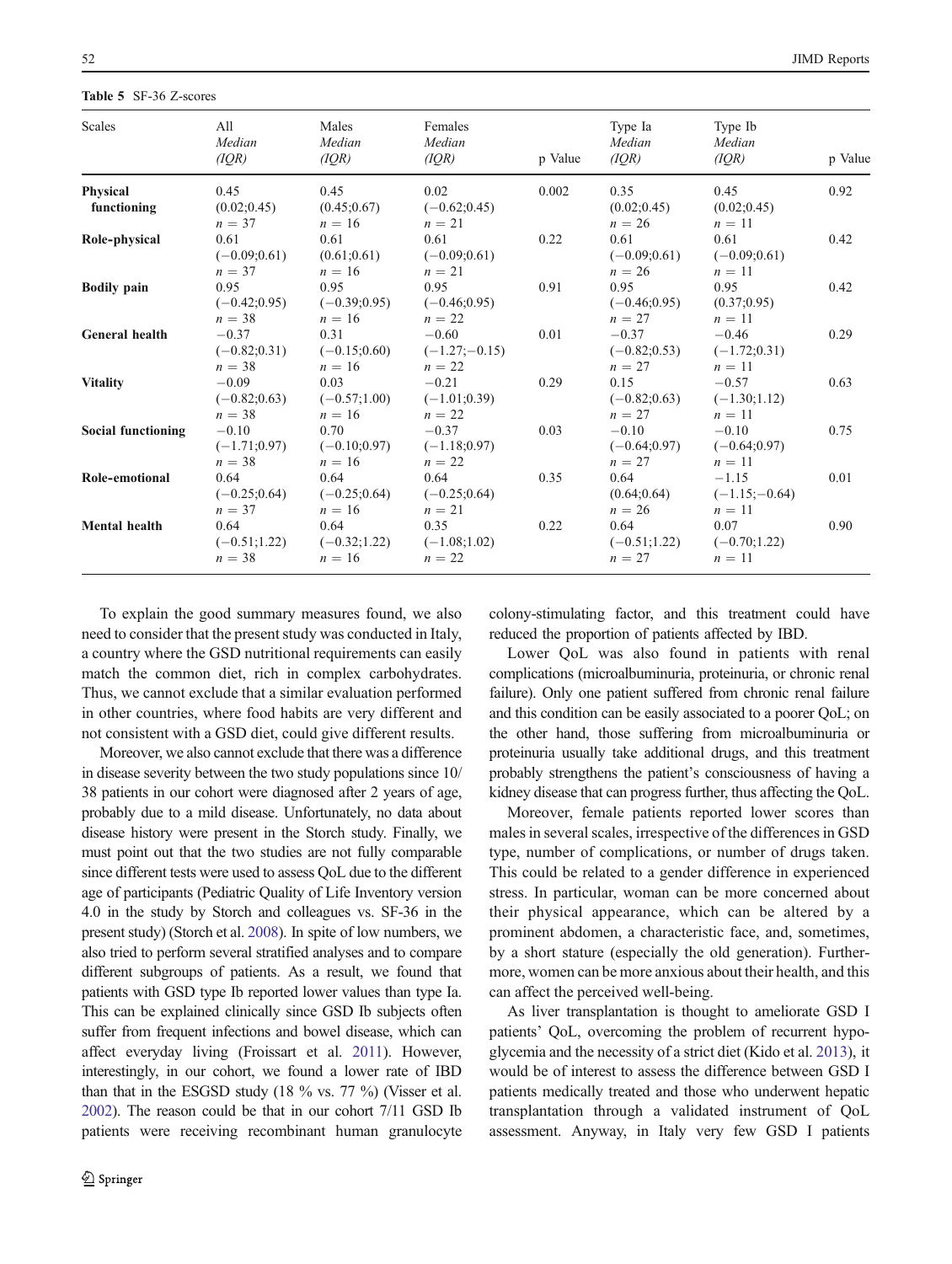**Table 5** SF-36 Z-scores

| Scales | All Median (IQR) | Males Median (IQR) | Females Median (IQR) | p Value | Type Ia Median (IQR) | Type Ib Median (IQR) | p Value |
|---|---|---|---|---|---|---|---|
| **Physical functioning** | 0.45 (0.02;0.45) $n = 37$ | 0.45 (0.45;0.67) $n = 16$ | 0.02 (−0.62;0.45) $n = 21$ | 0.002 | 0.35 (0.02;0.45) $n = 26$ | 0.45 (0.02;0.45) $n = 11$ | 0.92 |
| **Role-physical** | 0.61 (−0.09;0.61) $n = 37$ | 0.61 (0.61;0.61) $n = 16$ | 0.61 (−0.09;0.61) $n = 21$ | 0.22 | 0.61 (−0.09;0.61) $n = 26$ | 0.61 (−0.09;0.61) $n = 11$ | 0.42 |
| **Bodily pain** | 0.95 (−0.42;0.95) $n = 38$ | 0.95 (−0.39;0.95) $n = 16$ | 0.95 (−0.46;0.95) $n = 22$ | 0.91 | 0.95 (−0.46;0.95) $n = 27$ | 0.95 (0.37;0.95) $n = 11$ | 0.42 |
| **General health** | −0.37 (−0.82;0.31) $n = 38$ | 0.31 (−0.15;0.60) $n = 16$ | −0.60 (−1.27;−0.15) $n = 22$ | 0.01 | −0.37 (−0.82;0.53) $n = 27$ | −0.46 (−1.72;0.31) $n = 11$ | 0.29 |
| **Vitality** | −0.09 (−0.82;0.63) $n = 38$ | 0.03 (−0.57;1.00) $n = 16$ | −0.21 (−1.01;0.39) $n = 22$ | 0.29 | 0.15 (−0.82;0.63) $n = 27$ | −0.57 (−1.30;1.12) $n = 11$ | 0.63 |
| **Social functioning** | −0.10 (−1.71;0.97) $n = 38$ | 0.70 (−0.10;0.97) $n = 16$ | −0.37 (−1.18;0.97) $n = 22$ | 0.03 | −0.10 (−0.64;0.97) $n = 27$ | −0.10 (−0.64;0.97) $n = 11$ | 0.75 |
| **Role-emotional** | 0.64 (−0.25;0.64) $n = 37$ | 0.64 (−0.25;0.64) $n = 16$ | 0.64 (−0.25;0.64) $n = 21$ | 0.35 | 0.64 (0.64;0.64) $n = 26$ | −1.15 (−1.15;−0.64) $n = 11$ | 0.01 |
| **Mental health** | 0.64 (−0.51;1.22) $n = 38$ | 0.64 (−0.32;1.22) $n = 16$ | 0.35 (−1.08;1.02) $n = 22$ | 0.22 | 0.64 (−0.51;1.22) $n = 27$ | 0.07 (−0.70;1.22) $n = 11$ | 0.90 |

To explain the good summary measures found, we also need to consider that the present study was conducted in Italy, a country where the GSD nutritional requirements can easily match the common diet, rich in complex carbohydrates. Thus, we cannot exclude that a similar evaluation performed in other countries, where food habits are very different and not consistent with a GSD diet, could give different results.

Moreover, we also cannot exclude that there was a difference in disease severity between the two study populations since 10/38 patients in our cohort were diagnosed after 2 years of age, probably due to a mild disease. Unfortunately, no data about disease history were present in the Storch study. Finally, we must point out that the two studies are not fully comparable since different tests were used to assess QoL due to the different age of participants (Pediatric Quality of Life Inventory version 4.0 in the study by Storch and colleagues vs. SF-36 in the present study) (Storch et al. 2008). In spite of low numbers, we also tried to perform several stratified analyses and to compare different subgroups of patients. As a result, we found that patients with GSD type Ib reported lower values than type Ia. This can be explained clinically since GSD Ib subjects often suffer from frequent infections and bowel disease, which can affect everyday living (Froissart et al. 2011). However, interestingly, in our cohort, we found a lower rate of IBD than that in the ESGSD study (18 % vs. 77 %) (Visser et al. 2002). The reason could be that in our cohort 7/11 GSD Ib patients were receiving recombinant human granulocyte colony-stimulating factor, and this treatment could have reduced the proportion of patients affected by IBD.

Lower QoL was also found in patients with renal complications (microalbuminuria, proteinuria, or chronic renal failure). Only one patient suffered from chronic renal failure and this condition can be easily associated to a poorer QoL; on the other hand, those suffering from microalbuminuria or proteinuria usually take additional drugs, and this treatment probably strengthens the patient's consciousness of having a kidney disease that can progress further, thus affecting the QoL.

Moreover, female patients reported lower scores than males in several scales, irrespective of the differences in GSD type, number of complications, or number of drugs taken. This could be related to a gender difference in experienced stress. In particular, woman can be more concerned about their physical appearance, which can be altered by a prominent abdomen, a characteristic face, and, sometimes, by a short stature (especially the old generation). Furthermore, women can be more anxious about their health, and this can affect the perceived well-being.

As liver transplantation is thought to ameliorate GSD I patients' QoL, overcoming the problem of recurrent hypoglycemia and the necessity of a strict diet (Kido et al. 2013), it would be of interest to assess the difference between GSD I patients medically treated and those who underwent hepatic transplantation through a validated instrument of QoL assessment. Anyway, in Italy very few GSD I patients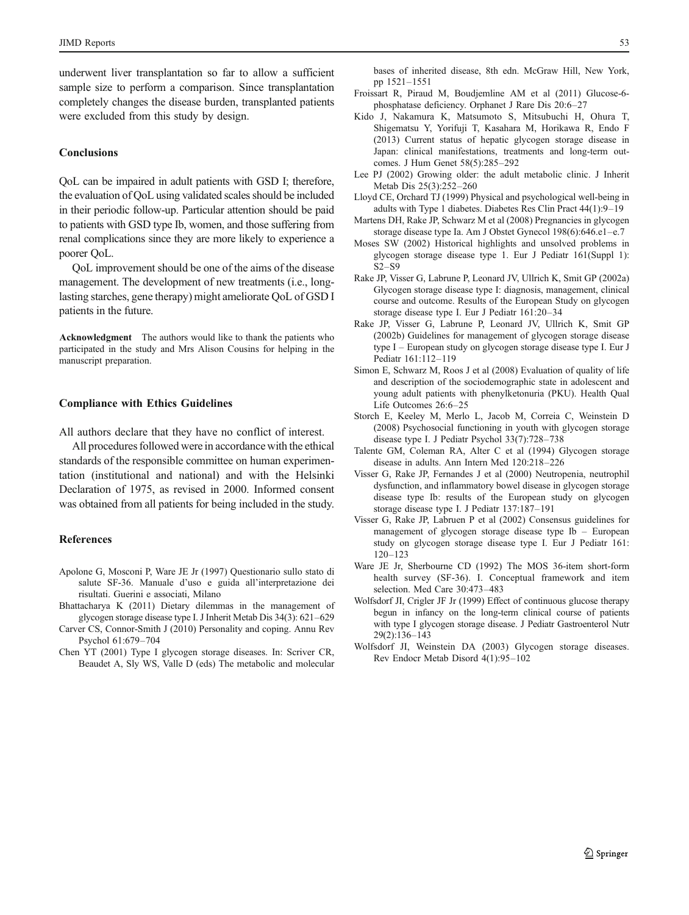underwent liver transplantation so far to allow a sufficient sample size to perform a comparison. Since transplantation completely changes the disease burden, transplanted patients were excluded from this study by design.

## Conclusions

QoL can be impaired in adult patients with GSD I; therefore, the evaluation of QoL using validated scales should be included in their periodic follow-up. Particular attention should be paid to patients with GSD type Ib, women, and those suffering from renal complications since they are more likely to experience a poorer QoL.

QoL improvement should be one of the aims of the disease management. The development of new treatments (i.e., long-lasting starches, gene therapy) might ameliorate QoL of GSD I patients in the future.

**Acknowledgment** The authors would like to thank the patients who participated in the study and Mrs Alison Cousins for helping in the manuscript preparation.

## Compliance with Ethics Guidelines

All authors declare that they have no conflict of interest.

All procedures followed were in accordance with the ethical standards of the responsible committee on human experimentation (institutional and national) and with the Helsinki Declaration of 1975, as revised in 2000. Informed consent was obtained from all patients for being included in the study.

## References

Apolone G, Mosconi P, Ware JE Jr (1997) Questionario sullo stato di salute SF-36. Manuale d'uso e guida all'interpretazione dei risultati. Guerini e associati, Milano

Bhattacharya K (2011) Dietary dilemmas in the management of glycogen storage disease type I. J Inherit Metab Dis 34(3): 621–629

Carver CS, Connor-Smith J (2010) Personality and coping. Annu Rev Psychol 61:679–704

Chen YT (2001) Type I glycogen storage diseases. In: Scriver CR, Beaudet A, Sly WS, Valle D (eds) The metabolic and molecular bases of inherited disease, 8th edn. McGraw Hill, New York, pp 1521–1551

Froissart R, Piraud M, Boudjemline AM et al (2011) Glucose-6-phosphatase deficiency. Orphanet J Rare Dis 20:6–27

Kido J, Nakamura K, Matsumoto S, Mitsubuchi H, Ohura T, Shigematsu Y, Yorifuji T, Kasahara M, Horikawa R, Endo F (2013) Current status of hepatic glycogen storage disease in Japan: clinical manifestations, treatments and long-term outcomes. J Hum Genet 58(5):285–292

Lee PJ (2002) Growing older: the adult metabolic clinic. J Inherit Metab Dis 25(3):252–260

Lloyd CE, Orchard TJ (1999) Physical and psychological well-being in adults with Type 1 diabetes. Diabetes Res Clin Pract 44(1):9–19

Martens DH, Rake JP, Schwarz M et al (2008) Pregnancies in glycogen storage disease type Ia. Am J Obstet Gynecol 198(6):646.e1–e.7

Moses SW (2002) Historical highlights and unsolved problems in glycogen storage disease type 1. Eur J Pediatr 161(Suppl 1): S2–S9

Rake JP, Visser G, Labrune P, Leonard JV, Ullrich K, Smit GP (2002a) Glycogen storage disease type I: diagnosis, management, clinical course and outcome. Results of the European Study on glycogen storage disease type I. Eur J Pediatr 161:20–34

Rake JP, Visser G, Labrune P, Leonard JV, Ullrich K, Smit GP (2002b) Guidelines for management of glycogen storage disease type I – European study on glycogen storage disease type I. Eur J Pediatr 161:112–119

Simon E, Schwarz M, Roos J et al (2008) Evaluation of quality of life and description of the sociodemographic state in adolescent and young adult patients with phenylketonuria (PKU). Health Qual Life Outcomes 26:6–25

Storch E, Keeley M, Merlo L, Jacob M, Correia C, Weinstein D (2008) Psychosocial functioning in youth with glycogen storage disease type I. J Pediatr Psychol 33(7):728–738

Talente GM, Coleman RA, Alter C et al (1994) Glycogen storage disease in adults. Ann Intern Med 120:218–226

Visser G, Rake JP, Fernandes J et al (2000) Neutropenia, neutrophil dysfunction, and inflammatory bowel disease in glycogen storage disease type Ib: results of the European study on glycogen storage disease type I. J Pediatr 137:187–191

Visser G, Rake JP, Labruen P et al (2002) Consensus guidelines for management of glycogen storage disease type Ib – European study on glycogen storage disease type I. Eur J Pediatr 161: 120–123

Ware JE Jr, Sherbourne CD (1992) The MOS 36-item short-form health survey (SF-36). I. Conceptual framework and item selection. Med Care 30:473–483

Wolfsdorf JI, Crigler JF Jr (1999) Effect of continuous glucose therapy begun in infancy on the long-term clinical course of patients with type I glycogen storage disease. J Pediatr Gastroenterol Nutr 29(2):136–143

Wolfsdorf JI, Weinstein DA (2003) Glycogen storage diseases. Rev Endocr Metab Disord 4(1):95–102